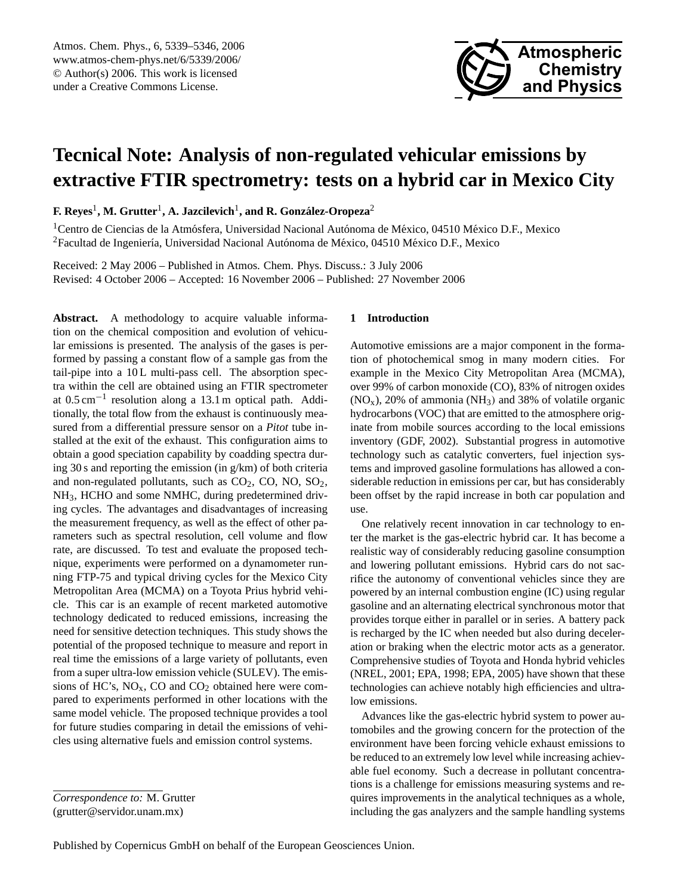# Tecnical Note: Analysis of non-regulated vehicular emissions by extractive FTIR spectrometry: tests on a hybrid car in Mexico City

**F. Reyes**[1], **M. Grutter**[1], **A. Jazcilevich**[1], **and R. González-Oropeza**[2]

[1]Centro de Ciencias de la Atmósfera, Universidad Nacional Autónoma de México, 04510 México D.F., Mexico
[2]Facultad de Ingeniería, Universidad Nacional Autónoma de México, 04510 México D.F., Mexico

Received: 2 May 2006 – Published in Atmos. Chem. Phys. Discuss.: 3 July 2006
Revised: 4 October 2006 – Accepted: 16 November 2006 – Published: 27 November 2006

**Abstract.** A methodology to acquire valuable information on the chemical composition and evolution of vehicular emissions is presented. The analysis of the gases is performed by passing a constant flow of a sample gas from the tail-pipe into a 10 L multi-pass cell. The absorption spectra within the cell are obtained using an FTIR spectrometer at 0.5 $cm^{-1}$ resolution along a 13.1 m optical path. Additionally, the total flow from the exhaust is continuously measured from a differential pressure sensor on a *Pitot* tube installed at the exit of the exhaust. This configuration aims to obtain a good speciation capability by coadding spectra during 30 s and reporting the emission (in g/km) of both criteria and non-regulated pollutants, such as $CO_2$, CO, NO, $SO_2$, $NH_3$, HCHO and some NMHC, during predetermined driving cycles. The advantages and disadvantages of increasing the measurement frequency, as well as the effect of other parameters such as spectral resolution, cell volume and flow rate, are discussed. To test and evaluate the proposed technique, experiments were performed on a dynamometer running FTP-75 and typical driving cycles for the Mexico City Metropolitan Area (MCMA) on a Toyota Prius hybrid vehicle. This car is an example of recent marketed automotive technology dedicated to reduced emissions, increasing the need for sensitive detection techniques. This study shows the potential of the proposed technique to measure and report in real time the emissions of a large variety of pollutants, even from a super ultra-low emission vehicle (SULEV). The emissions of HC's, $NO_x$, CO and $CO_2$ obtained here were compared to experiments performed in other locations with the same model vehicle. The proposed technique provides a tool for future studies comparing in detail the emissions of vehicles using alternative fuels and emission control systems.

*Correspondence to:* M. Grutter
(grutter@servidor.unam.mx)

## 1 Introduction

Automotive emissions are a major component in the formation of photochemical smog in many modern cities. For example in the Mexico City Metropolitan Area (MCMA), over 99% of carbon monoxide (CO), 83% of nitrogen oxides ($NO_x$), 20% of ammonia ($NH_3$) and 38% of volatile organic hydrocarbons (VOC) that are emitted to the atmosphere originate from mobile sources according to the local emissions inventory (GDF, 2002). Substantial progress in automotive technology such as catalytic converters, fuel injection systems and improved gasoline formulations has allowed a considerable reduction in emissions per car, but has considerably been offset by the rapid increase in both car population and use.

One relatively recent innovation in car technology to enter the market is the gas-electric hybrid car. It has become a realistic way of considerably reducing gasoline consumption and lowering pollutant emissions. Hybrid cars do not sacrifice the autonomy of conventional vehicles since they are powered by an internal combustion engine (IC) using regular gasoline and an alternating electrical synchronous motor that provides torque either in parallel or in series. A battery pack is recharged by the IC when needed but also during deceleration or braking when the electric motor acts as a generator. Comprehensive studies of Toyota and Honda hybrid vehicles (NREL, 2001; EPA, 1998; EPA, 2005) have shown that these technologies can achieve notably high efficiencies and ultra-low emissions.

Advances like the gas-electric hybrid system to power automobiles and the growing concern for the protection of the environment have been forcing vehicle exhaust emissions to be reduced to an extremely low level while increasing achievable fuel economy. Such a decrease in pollutant concentrations is a challenge for emissions measuring systems and requires improvements in the analytical techniques as a whole, including the gas analyzers and the sample handling systems

Published by Copernicus GmbH on behalf of the European Geosciences Union.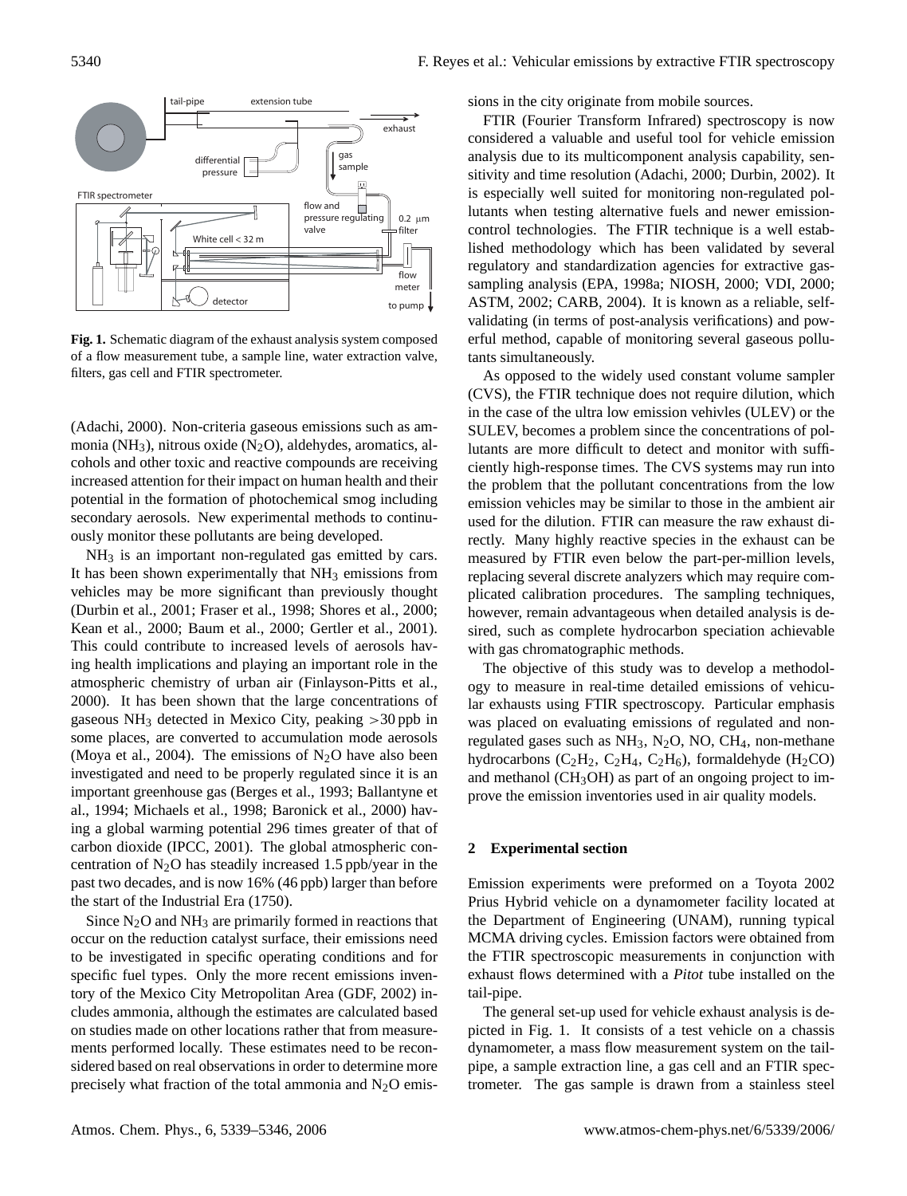tail-pipe
extension tube
exhaust
differential pressure
gas sample
FTIR spectrometer
flow and pressure regulating valve
0.2 μm filter
White cell < 32 m
flow meter
detector
to pump

**Fig. 1.** Schematic diagram of the exhaust analysis system composed of a flow measurement tube, a sample line, water extraction valve, filters, gas cell and FTIR spectrometer.

(Adachi, 2000). Non-criteria gaseous emissions such as ammonia ($NH_3$), nitrous oxide ($N_2O$), aldehydes, aromatics, alcohols and other toxic and reactive compounds are receiving increased attention for their impact on human health and their potential in the formation of photochemical smog including secondary aerosols. New experimental methods to continuously monitor these pollutants are being developed.

$NH_3$ is an important non-regulated gas emitted by cars. It has been shown experimentally that $NH_3$ emissions from vehicles may be more significant than previously thought (Durbin et al., 2001; Fraser et al., 1998; Shores et al., 2000; Kean et al., 2000; Baum et al., 2000; Gertler et al., 2001). This could contribute to increased levels of aerosols having health implications and playing an important role in the atmospheric chemistry of urban air (Finlayson-Pitts et al., 2000). It has been shown that the large concentrations of gaseous $NH_3$ detected in Mexico City, peaking >30 ppb in some places, are converted to accumulation mode aerosols (Moya et al., 2004). The emissions of $N_2O$ have also been investigated and need to be properly regulated since it is an important greenhouse gas (Berges et al., 1993; Ballantyne et al., 1994; Michaels et al., 1998; Baronick et al., 2000) having a global warming potential 296 times greater of that of carbon dioxide (IPCC, 2001). The global atmospheric concentration of $N_2O$ has steadily increased 1.5 ppb/year in the past two decades, and is now 16% (46 ppb) larger than before the start of the Industrial Era (1750).

Since $N_2O$ and $NH_3$ are primarily formed in reactions that occur on the reduction catalyst surface, their emissions need to be investigated in specific operating conditions and for specific fuel types. Only the more recent emissions inventory of the Mexico City Metropolitan Area (GDF, 2002) includes ammonia, although the estimates are calculated based on studies made on other locations rather that from measurements performed locally. These estimates need to be reconsidered based on real observations in order to determine more precisely what fraction of the total ammonia and $N_2O$ emissions in the city originate from mobile sources.

FTIR (Fourier Transform Infrared) spectroscopy is now considered a valuable and useful tool for vehicle emission analysis due to its multicomponent analysis capability, sensitivity and time resolution (Adachi, 2000; Durbin, 2002). It is especially well suited for monitoring non-regulated pollutants when testing alternative fuels and newer emission-control technologies. The FTIR technique is a well established methodology which has been validated by several regulatory and standardization agencies for extractive gas-sampling analysis (EPA, 1998a; NIOSH, 2000; VDI, 2000; ASTM, 2002; CARB, 2004). It is known as a reliable, self-validating (in terms of post-analysis verifications) and powerful method, capable of monitoring several gaseous pollutants simultaneously.

As opposed to the widely used constant volume sampler (CVS), the FTIR technique does not require dilution, which in the case of the ultra low emission vehivles (ULEV) or the SULEV, becomes a problem since the concentrations of pollutants are more difficult to detect and monitor with sufficiently high-response times. The CVS systems may run into the problem that the pollutant concentrations from the low emission vehicles may be similar to those in the ambient air used for the dilution. FTIR can measure the raw exhaust directly. Many highly reactive species in the exhaust can be measured by FTIR even below the part-per-million levels, replacing several discrete analyzers which may require complicated calibration procedures. The sampling techniques, however, remain advantageous when detailed analysis is desired, such as complete hydrocarbon speciation achievable with gas chromatographic methods.

The objective of this study was to develop a methodology to measure in real-time detailed emissions of vehicular exhausts using FTIR spectroscopy. Particular emphasis was placed on evaluating emissions of regulated and non-regulated gases such as $NH_3$, $N_2O$, NO, $CH_4$, non-methane hydrocarbons ($C_2H_2$, $C_2H_4$, $C_2H_6$), formaldehyde ($H_2CO$) and methanol ($CH_3OH$) as part of an ongoing project to improve the emission inventories used in air quality models.

## 2 Experimental section

Emission experiments were preformed on a Toyota 2002 Prius Hybrid vehicle on a dynamometer facility located at the Department of Engineering (UNAM), running typical MCMA driving cycles. Emission factors were obtained from the FTIR spectroscopic measurements in conjunction with exhaust flows determined with a *Pitot* tube installed on the tail-pipe.

The general set-up used for vehicle exhaust analysis is depicted in Fig. 1. It consists of a test vehicle on a chassis dynamometer, a mass flow measurement system on the tail-pipe, a sample extraction line, a gas cell and an FTIR spectrometer. The gas sample is drawn from a stainless steel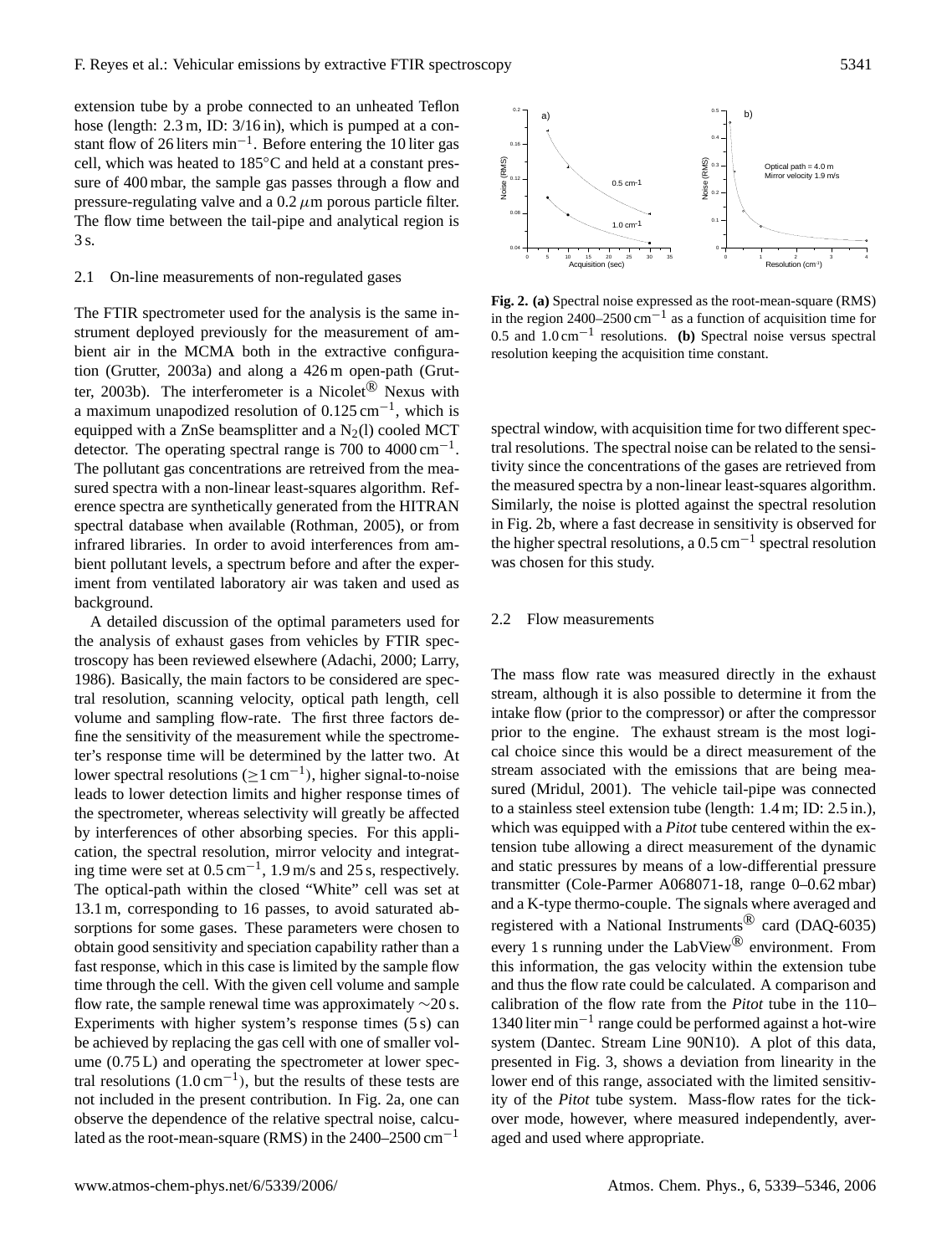extension tube by a probe connected to an unheated Teflon hose (length: 2.3 m, ID: 3/16 in), which is pumped at a constant flow of 26 liters $min^{-1}$. Before entering the 10 liter gas cell, which was heated to 185°C and held at a constant pressure of 400 mbar, the sample gas passes through a flow and pressure-regulating valve and a 0.2 $\mu$m porous particle filter. The flow time between the tail-pipe and analytical region is 3 s.

### 2.1 On-line measurements of non-regulated gases

The FTIR spectrometer used for the analysis is the same instrument deployed previously for the measurement of ambient air in the MCMA both in the extractive configuration (Grutter, 2003a) and along a 426 m open-path (Grutter, 2003b). The interferometer is a Nicolet® Nexus with a maximum unapodized resolution of 0.125 $cm^{-1}$, which is equipped with a ZnSe beamsplitter and a $N_2$(l) cooled MCT detector. The operating spectral range is 700 to 4000 $cm^{-1}$. The pollutant gas concentrations are retreived from the measured spectra with a non-linear least-squares algorithm. Reference spectra are synthetically generated from the HITRAN spectral database when available (Rothman, 2005), or from infrared libraries. In order to avoid interferences from ambient pollutant levels, a spectrum before and after the experiment from ventilated laboratory air was taken and used as background.

A detailed discussion of the optimal parameters used for the analysis of exhaust gases from vehicles by FTIR spectroscopy has been reviewed elsewhere (Adachi, 2000; Larry, 1986). Basically, the main factors to be considered are spectral resolution, scanning velocity, optical path length, cell volume and sampling flow-rate. The first three factors define the sensitivity of the measurement while the spectrometer's response time will be determined by the latter two. At lower spectral resolutions ($\geq$1 $cm^{-1}$), higher signal-to-noise leads to lower detection limits and higher response times of the spectrometer, whereas selectivity will greatly be affected by interferences of other absorbing species. For this application, the spectral resolution, mirror velocity and integrating time were set at 0.5 $cm^{-1}$, 1.9 m/s and 25 s, respectively. The optical-path within the closed "White" cell was set at 13.1 m, corresponding to 16 passes, to avoid saturated absorptions for some gases. These parameters were chosen to obtain good sensitivity and speciation capability rather than a fast response, which in this case is limited by the sample flow time through the cell. With the given cell volume and sample flow rate, the sample renewal time was approximately ~20 s. Experiments with higher system's response times (5 s) can be achieved by replacing the gas cell with one of smaller volume (0.75 L) and operating the spectrometer at lower spectral resolutions (1.0 $cm^{-1}$), but the results of these tests are not included in the present contribution. In Fig. 2a, one can observe the dependence of the relative spectral noise, calculated as the root-mean-square (RMS) in the 2400–2500 $cm^{-1}$ spectral window, with acquisition time for two different spectral resolutions. The spectral noise can be related to the sensitivity since the concentrations of the gases are retrieved from the measured spectra by a non-linear least-squares algorithm. Similarly, the noise is plotted against the spectral resolution in Fig. 2b, where a fast decrease in sensitivity is observed for the higher spectral resolutions, a 0.5 $cm^{-1}$ spectral resolution was chosen for this study.

**Fig. 2. (a)** Spectral noise expressed as the root-mean-square (RMS) in the region 2400–2500 $cm^{-1}$ as a function of acquisition time for 0.5 and 1.0 $cm^{-1}$ resolutions. **(b)** Spectral noise versus spectral resolution keeping the acquisition time constant.

### 2.2 Flow measurements

The mass flow rate was measured directly in the exhaust stream, although it is also possible to determine it from the intake flow (prior to the compressor) or after the compressor prior to the engine. The exhaust stream is the most logical choice since this would be a direct measurement of the stream associated with the emissions that are being measured (Mridul, 2001). The vehicle tail-pipe was connected to a stainless steel extension tube (length: 1.4 m; ID: 2.5 in.), which was equipped with a *Pitot* tube centered within the extension tube allowing a direct measurement of the dynamic and static pressures by means of a low-differential pressure transmitter (Cole-Parmer A068071-18, range 0–0.62 mbar) and a K-type thermo-couple. The signals where averaged and registered with a National Instruments® card (DAQ-6035) every 1 s running under the LabView® environment. From this information, the gas velocity within the extension tube and thus the flow rate could be calculated. A comparison and calibration of the flow rate from the *Pitot* tube in the 110–1340 liter $min^{-1}$ range could be performed against a hot-wire system (Dantec. Stream Line 90N10). A plot of this data, presented in Fig. 3, shows a deviation from linearity in the lower end of this range, associated with the limited sensitivity of the *Pitot* tube system. Mass-flow rates for the tick-over mode, however, where measured independently, averaged and used where appropriate.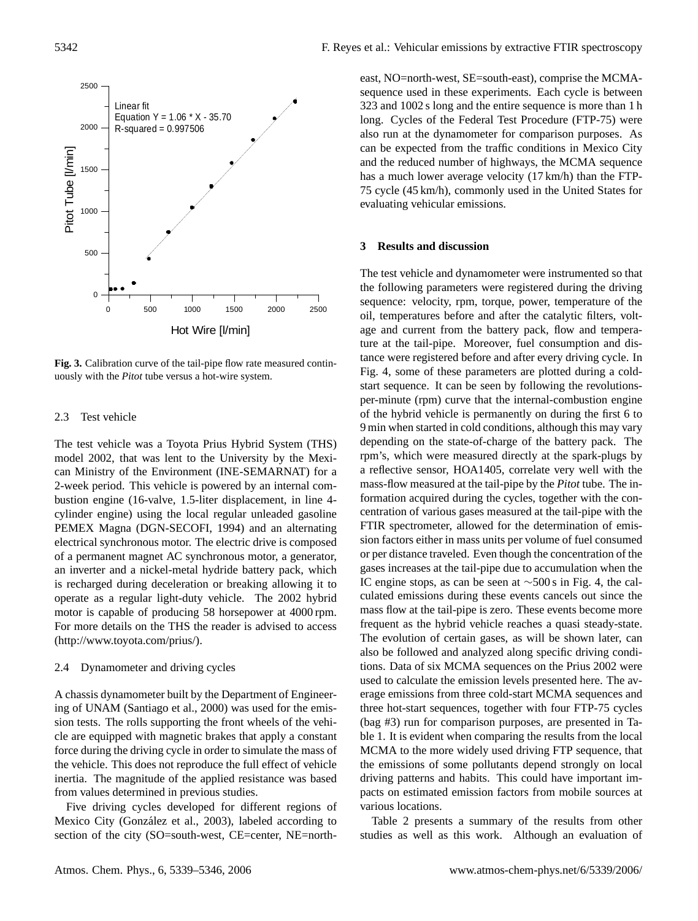Fig. 3. Calibration curve of the tail-pipe flow rate measured continuously with the *Pitot* tube versus a hot-wire system.

### 2.3 Test vehicle

The test vehicle was a Toyota Prius Hybrid System (THS) model 2002, that was lent to the University by the Mexican Ministry of the Environment (INE-SEMARNAT) for a 2-week period. This vehicle is powered by an internal combustion engine (16-valve, 1.5-liter displacement, in line 4-cylinder engine) using the local regular unleaded gasoline PEMEX Magna (DGN-SECOFI, 1994) and an alternating electrical synchronous motor. The electric drive is composed of a permanent magnet AC synchronous motor, a generator, an inverter and a nickel-metal hydride battery pack, which is recharged during deceleration or breaking allowing it to operate as a regular light-duty vehicle. The 2002 hybrid motor is capable of producing 58 horsepower at 4000 rpm. For more details on the THS the reader is advised to access (http://www.toyota.com/prius/).

### 2.4 Dynamometer and driving cycles

A chassis dynamometer built by the Department of Engineering of UNAM (Santiago et al., 2000) was used for the emission tests. The rolls supporting the front wheels of the vehicle are equipped with magnetic brakes that apply a constant force during the driving cycle in order to simulate the mass of the vehicle. This does not reproduce the full effect of vehicle inertia. The magnitude of the applied resistance was based from values determined in previous studies.

Five driving cycles developed for different regions of Mexico City (González et al., 2003), labeled according to section of the city (SO=south-west, CE=center, NE=north-east, NO=north-west, SE=south-east), comprise the MCMA-sequence used in these experiments. Each cycle is between 323 and 1002 s long and the entire sequence is more than 1 h long. Cycles of the Federal Test Procedure (FTP-75) were also run at the dynamometer for comparison purposes. As can be expected from the traffic conditions in Mexico City and the reduced number of highways, the MCMA sequence has a much lower average velocity (17 km/h) than the FTP-75 cycle (45 km/h), commonly used in the United States for evaluating vehicular emissions.

## 3 Results and discussion

The test vehicle and dynamometer were instrumented so that the following parameters were registered during the driving sequence: velocity, rpm, torque, power, temperature of the oil, temperatures before and after the catalytic filters, voltage and current from the battery pack, flow and temperature at the tail-pipe. Moreover, fuel consumption and distance were registered before and after every driving cycle. In Fig. 4, some of these parameters are plotted during a cold-start sequence. It can be seen by following the revolutions-per-minute (rpm) curve that the internal-combustion engine of the hybrid vehicle is permanently on during the first 6 to 9 min when started in cold conditions, although this may vary depending on the state-of-charge of the battery pack. The rpm's, which were measured directly at the spark-plugs by a reflective sensor, HOA1405, correlate very well with the mass-flow measured at the tail-pipe by the *Pitot* tube. The information acquired during the cycles, together with the concentration of various gases measured at the tail-pipe with the FTIR spectrometer, allowed for the determination of emission factors either in mass units per volume of fuel consumed or per distance traveled. Even though the concentration of the gases increases at the tail-pipe due to accumulation when the IC engine stops, as can be seen at ∼500 s in Fig. 4, the calculated emissions during these events cancels out since the mass flow at the tail-pipe is zero. These events become more frequent as the hybrid vehicle reaches a quasi steady-state. The evolution of certain gases, as will be shown later, can also be followed and analyzed along specific driving conditions. Data of six MCMA sequences on the Prius 2002 were used to calculate the emission levels presented here. The average emissions from three cold-start MCMA sequences and three hot-start sequences, together with four FTP-75 cycles (bag #3) run for comparison purposes, are presented in Table 1. It is evident when comparing the results from the local MCMA to the more widely used driving FTP sequence, that the emissions of some pollutants depend strongly on local driving patterns and habits. This could have important impacts on estimated emission factors from mobile sources at various locations.

Table 2 presents a summary of the results from other studies as well as this work. Although an evaluation of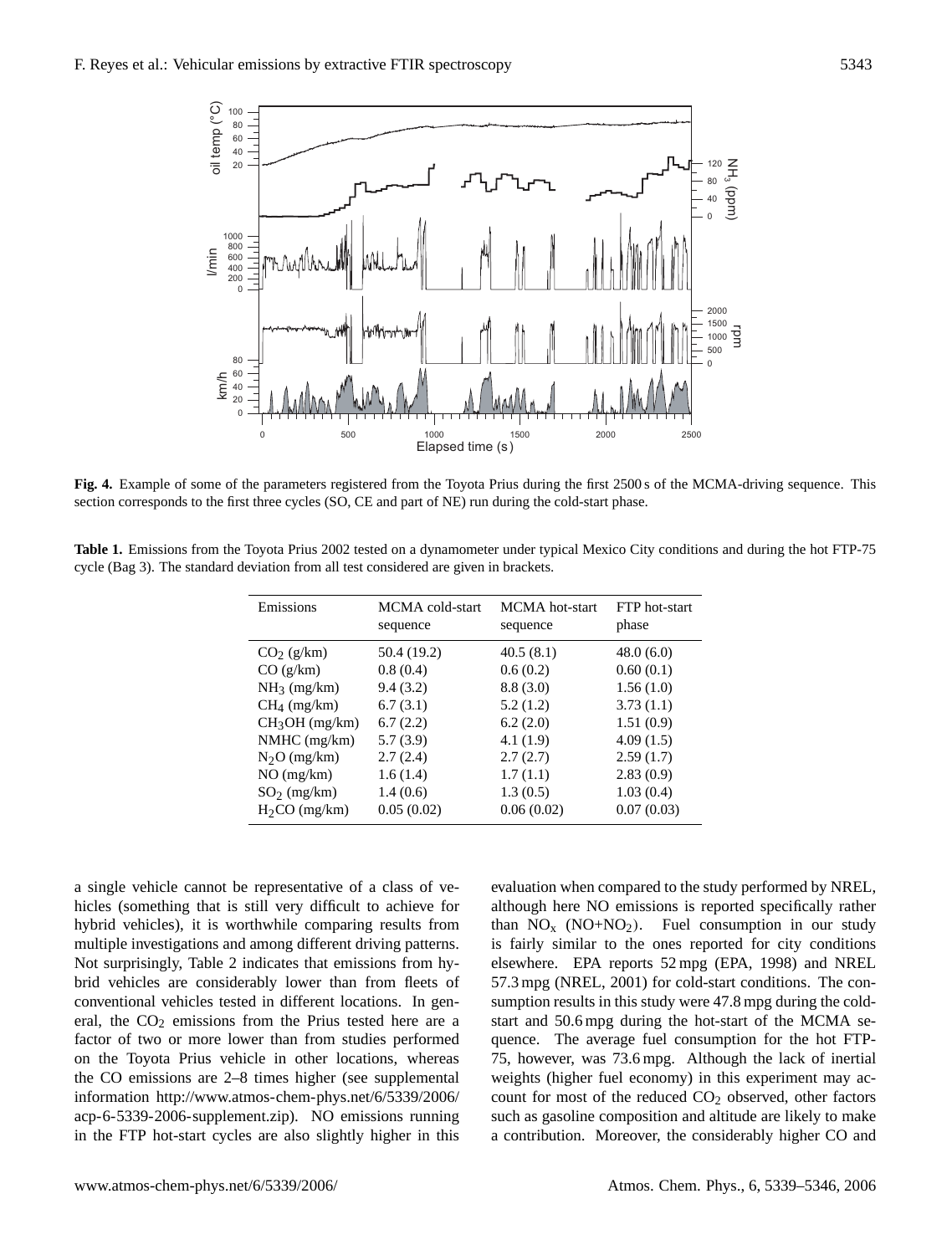**Fig. 4.** Example of some of the parameters registered from the Toyota Prius during the first 2500 s of the MCMA-driving sequence. This section corresponds to the first three cycles (SO, CE and part of NE) run during the cold-start phase.

**Table 1.** Emissions from the Toyota Prius 2002 tested on a dynamometer under typical Mexico City conditions and during the hot FTP-75 cycle (Bag 3). The standard deviation from all test considered are given in brackets.

| Emissions | MCMA cold-start sequence | MCMA hot-start sequence | FTP hot-start phase |
|---|---|---|---|
| $CO_2$ (g/km) | 50.4 (19.2) | 40.5 (8.1) | 48.0 (6.0) |
| CO (g/km) | 0.8 (0.4) | 0.6 (0.2) | 0.60 (0.1) |
| $NH_3$ (mg/km) | 9.4 (3.2) | 8.8 (3.0) | 1.56 (1.0) |
| $CH_4$ (mg/km) | 6.7 (3.1) | 5.2 (1.2) | 3.73 (1.1) |
| $CH_3OH$ (mg/km) | 6.7 (2.2) | 6.2 (2.0) | 1.51 (0.9) |
| NMHC (mg/km) | 5.7 (3.9) | 4.1 (1.9) | 4.09 (1.5) |
| $N_2O$ (mg/km) | 2.7 (2.4) | 2.7 (2.7) | 2.59 (1.7) |
| NO (mg/km) | 1.6 (1.4) | 1.7 (1.1) | 2.83 (0.9) |
| $SO_2$ (mg/km) | 1.4 (0.6) | 1.3 (0.5) | 1.03 (0.4) |
| $H_2CO$ (mg/km) | 0.05 (0.02) | 0.06 (0.02) | 0.07 (0.03) |

a single vehicle cannot be representative of a class of vehicles (something that is still very difficult to achieve for hybrid vehicles), it is worthwhile comparing results from multiple investigations and among different driving patterns. Not surprisingly, Table 2 indicates that emissions from hybrid vehicles are considerably lower than from fleets of conventional vehicles tested in different locations. In general, the $CO_2$ emissions from the Prius tested here are a factor of two or more lower than from studies performed on the Toyota Prius vehicle in other locations, whereas the CO emissions are 2–8 times higher (see supplemental information http://www.atmos-chem-phys.net/6/5339/2006/acp-6-5339-2006-supplement.zip). NO emissions running in the FTP hot-start cycles are also slightly higher in this evaluation when compared to the study performed by NREL, although here NO emissions is reported specifically rather than $NO_x$ ($NO+NO_2$). Fuel consumption in our study is fairly similar to the ones reported for city conditions elsewhere. EPA reports 52 mpg (EPA, 1998) and NREL 57.3 mpg (NREL, 2001) for cold-start conditions. The consumption results in this study were 47.8 mpg during the cold-start and 50.6 mpg during the hot-start of the MCMA sequence. The average fuel consumption for the hot FTP-75, however, was 73.6 mpg. Although the lack of inertial weights (higher fuel economy) in this experiment may account for most of the reduced $CO_2$ observed, other factors such as gasoline composition and altitude are likely to make a contribution. Moreover, the considerably higher CO and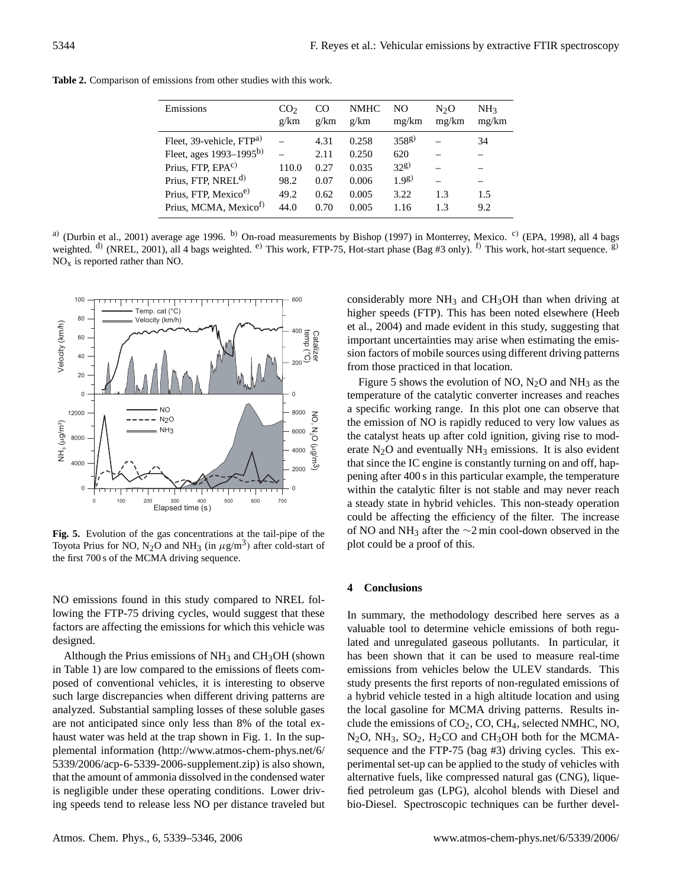**Table 2.** Comparison of emissions from other studies with this work.

| Emissions | $CO_2$ g/km | CO g/km | NMHC g/km | NO mg/km | $N_2O$ mg/km | $NH_3$ mg/km |
|---|---|---|---|---|---|---|
| Fleet, 39-vehicle, FTP[a] | – | 4.31 | 0.258 | 358[g] | – | 34 |
| Fleet, ages 1993–1995[b] | – | 2.11 | 0.250 | 620 | – | – |
| Prius, FTP, EPA[c] | 110.0 | 0.27 | 0.035 | 32[g] | – | – |
| Prius, FTP, NREL[d] | 98.2 | 0.07 | 0.006 | 1.9[g] | – | – |
| Prius, FTP, Mexico[e] | 49.2 | 0.62 | 0.005 | 3.22 | 1.3 | 1.5 |
| Prius, MCMA, Mexico[f] | 44.0 | 0.70 | 0.005 | 1.16 | 1.3 | 9.2 |

[a] (Durbin et al., 2001) average age 1996. [b] On-road measurements by Bishop (1997) in Monterrey, Mexico. [c] (EPA, 1998), all 4 bags weighted. [d] (NREL, 2001), all 4 bags weighted. [e] This work, FTP-75, Hot-start phase (Bag #3 only). [f] This work, hot-start sequence. [g] $NO_x$ is reported rather than NO.

**Fig. 5.** Evolution of the gas concentrations at the tail-pipe of the Toyota Prius for NO, $N_2O$ and $NH_3$ (in $\mu g/m^3$) after cold-start of the first 700 s of the MCMA driving sequence.

NO emissions found in this study compared to NREL following the FTP-75 driving cycles, would suggest that these factors are affecting the emissions for which this vehicle was designed.

Although the Prius emissions of $NH_3$ and $CH_3OH$ (shown in Table 1) are low compared to the emissions of fleets composed of conventional vehicles, it is interesting to observe such large discrepancies when different driving patterns are analyzed. Substantial sampling losses of these soluble gases are not anticipated since only less than 8% of the total exhaust water was held at the trap shown in Fig. 1. In the supplemental information (http://www.atmos-chem-phys.net/6/5339/2006/acp-6-5339-2006-supplement.zip) is also shown, that the amount of ammonia dissolved in the condensed water is negligible under these operating conditions. Lower driving speeds tend to release less NO per distance traveled but considerably more $NH_3$ and $CH_3OH$ than when driving at higher speeds (FTP). This has been noted elsewhere (Heeb et al., 2004) and made evident in this study, suggesting that important uncertainties may arise when estimating the emission factors of mobile sources using different driving patterns from those practiced in that location.

Figure 5 shows the evolution of NO, $N_2O$ and $NH_3$ as the temperature of the catalytic converter increases and reaches a specific working range. In this plot one can observe that the emission of NO is rapidly reduced to very low values as the catalyst heats up after cold ignition, giving rise to moderate $N_2O$ and eventually $NH_3$ emissions. It is also evident that since the IC engine is constantly turning on and off, happening after 400 s in this particular example, the temperature within the catalytic filter is not stable and may never reach a steady state in hybrid vehicles. This non-steady operation could be affecting the efficiency of the filter. The increase of NO and $NH_3$ after the $\sim$2 min cool-down observed in the plot could be a proof of this.

## 4 Conclusions

In summary, the methodology described here serves as a valuable tool to determine vehicle emissions of both regulated and unregulated gaseous pollutants. In particular, it has been shown that it can be used to measure real-time emissions from vehicles below the ULEV standards. This study presents the first reports of non-regulated emissions of a hybrid vehicle tested in a high altitude location and using the local gasoline for MCMA driving patterns. Results include the emissions of $CO_2$, CO, $CH_4$, selected NMHC, NO, $N_2O$, $NH_3$, $SO_2$, $H_2CO$ and $CH_3OH$ both for the MCMA-sequence and the FTP-75 (bag #3) driving cycles. This experimental set-up can be applied to the study of vehicles with alternative fuels, like compressed natural gas (CNG), liquefied petroleum gas (LPG), alcohol blends with Diesel and bio-Diesel. Spectroscopic techniques can be further devel-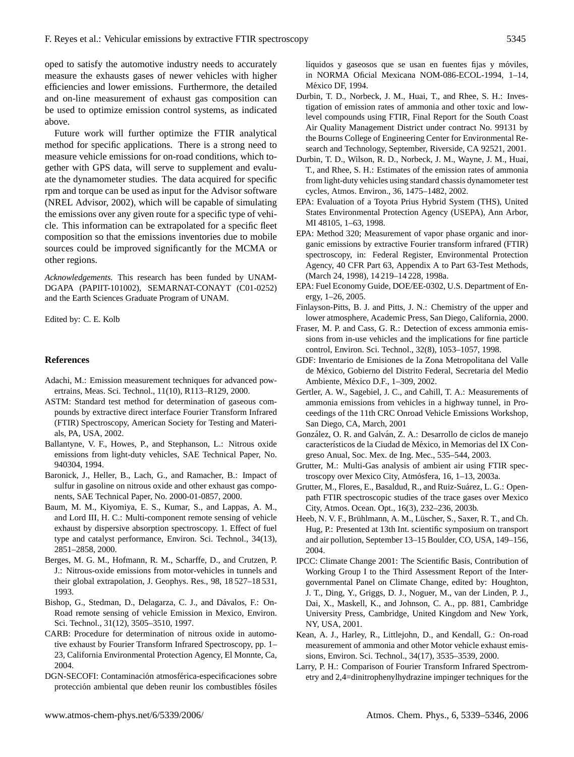oped to satisfy the automotive industry needs to accurately measure the exhausts gases of newer vehicles with higher efficiencies and lower emissions. Furthermore, the detailed and on-line measurement of exhaust gas composition can be used to optimize emission control systems, as indicated above.

Future work will further optimize the FTIR analytical method for specific applications. There is a strong need to measure vehicle emissions for on-road conditions, which together with GPS data, will serve to supplement and evaluate the dynamometer studies. The data acquired for specific rpm and torque can be used as input for the Advisor software (NREL Advisor, 2002), which will be capable of simulating the emissions over any given route for a specific type of vehicle. This information can be extrapolated for a specific fleet composition so that the emissions inventories due to mobile sources could be improved significantly for the MCMA or other regions.

*Acknowledgements.* This research has been funded by UNAM-DGAPA (PAPIIT-101002), SEMARNAT-CONAYT (C01-0252) and the Earth Sciences Graduate Program of UNAM.

Edited by: C. E. Kolb

## References

Adachi, M.: Emission measurement techniques for advanced powertrains, Meas. Sci. Technol., 11(10), R113–R129, 2000.

ASTM: Standard test method for determination of gaseous compounds by extractive direct interface Fourier Transform Infrared (FTIR) Spectroscopy, American Society for Testing and Materials, PA, USA, 2002.

Ballantyne, V. F., Howes, P., and Stephanson, L.: Nitrous oxide emissions from light-duty vehicles, SAE Technical Paper, No. 940304, 1994.

Baronick, J., Heller, B., Lach, G., and Ramacher, B.: Impact of sulfur in gasoline on nitrous oxide and other exhaust gas components, SAE Technical Paper, No. 2000-01-0857, 2000.

Baum, M. M., Kiyomiya, E. S., Kumar, S., and Lappas, A. M., and Lord III, H. C.: Multi-component remote sensing of vehicle exhaust by dispersive absorption spectroscopy. 1. Effect of fuel type and catalyst performance, Environ. Sci. Technol., 34(13), 2851–2858, 2000.

Berges, M. G. M., Hofmann, R. M., Scharffe, D., and Crutzen, P. J.: Nitrous-oxide emissions from motor-vehicles in tunnels and their global extrapolation, J. Geophys. Res., 98, 18 527–18 531, 1993.

Bishop, G., Stedman, D., Delagarza, C. J., and Dávalos, F.: On-Road remote sensing of vehicle Emission in Mexico, Environ. Sci. Technol., 31(12), 3505–3510, 1997.

CARB: Procedure for determination of nitrous oxide in automotive exhaust by Fourier Transform Infrared Spectroscopy, pp. 1–23, California Environmental Protection Agency, El Monnte, Ca, 2004.

DGN-SECOFI: Contaminación atmosférica-especificaciones sobre protección ambiental que deben reunir los combustibles fósiles líquidos y gaseosos que se usan en fuentes fijas y móviles, in NORMA Oficial Mexicana NOM-086-ECOL-1994, 1–14, México DF, 1994.

Durbin, T. D., Norbeck, J. M., Huai, T., and Rhee, S. H.: Investigation of emission rates of ammonia and other toxic and low-level compounds using FTIR, Final Report for the South Coast Air Quality Management District under contract No. 99131 by the Bourns College of Engineering Center for Environmental Research and Technology, September, Riverside, CA 92521, 2001.

Durbin, T. D., Wilson, R. D., Norbeck, J. M., Wayne, J. M., Huai, T., and Rhee, S. H.: Estimates of the emission rates of ammonia from light-duty vehicles using standard chassis dynamometer test cycles, Atmos. Environ., 36, 1475–1482, 2002.

EPA: Evaluation of a Toyota Prius Hybrid System (THS), United States Environmental Protection Agency (USEPA), Ann Arbor, MI 48105, 1–63, 1998.

EPA: Method 320; Measurement of vapor phase organic and inorganic emissions by extractive Fourier transform infrared (FTIR) spectroscopy, in: Federal Register, Environmental Protection Agency, 40 CFR Part 63, Appendix A to Part 63-Test Methods, (March 24, 1998), 14 219–14 228, 1998a.

EPA: Fuel Economy Guide, DOE/EE-0302, U.S. Department of Energy, 1–26, 2005.

Finlayson-Pitts, B. J. and Pitts, J. N.: Chemistry of the upper and lower atmosphere, Academic Press, San Diego, California, 2000.

Fraser, M. P. and Cass, G. R.: Detection of excess ammonia emissions from in-use vehicles and the implications for fine particle control, Environ. Sci. Technol., 32(8), 1053–1057, 1998.

GDF: Inventario de Emisiones de la Zona Metropolitana del Valle de México, Gobierno del Distrito Federal, Secretaria del Medio Ambiente, México D.F., 1–309, 2002.

Gertler, A. W., Sagebiel, J. C., and Cahill, T. A.: Measurements of ammonia emissions from vehicles in a highway tunnel, in Proceedings of the 11th CRC Onroad Vehicle Emissions Workshop, San Diego, CA, March, 2001

González, O. R. and Galván, Z. A.: Desarrollo de ciclos de manejo característicos de la Ciudad de México, in Memorias del IX Congreso Anual, Soc. Mex. de Ing. Mec., 535–544, 2003.

Grutter, M.: Multi-Gas analysis of ambient air using FTIR spectroscopy over Mexico City, Atmósfera, 16, 1–13, 2003a.

Grutter, M., Flores, E., Basaldud, R., and Ruiz-Suárez, L. G.: Open-path FTIR spectroscopic studies of the trace gases over Mexico City, Atmos. Ocean. Opt., 16(3), 232–236, 2003b.

Heeb, N. V. F., Brühlmann, A. M., Lüscher, S., Saxer, R. T., and Ch. Hug, P.: Presented at 13th Int. scientific symposium on transport and air pollution, September 13–15 Boulder, CO, USA, 149–156, 2004.

IPCC: Climate Change 2001: The Scientific Basis, Contribution of Working Group I to the Third Assessment Report of the Intergovernmental Panel on Climate Change, edited by: Houghton, J. T., Ding, Y., Griggs, D. J., Noguer, M., van der Linden, P. J., Dai, X., Maskell, K., and Johnson, C. A., pp. 881, Cambridge University Press, Cambridge, United Kingdom and New York, NY, USA, 2001.

Kean, A. J., Harley, R., Littlejohn, D., and Kendall, G.: On-road measurement of ammonia and other Motor vehicle exhaust emissions, Environ. Sci. Technol., 34(17), 3535–3539, 2000.

Larry, P. H.: Comparison of Fourier Transform Infrared Spectrometry and 2,4=dinitrophenylhydrazine impinger techniques for the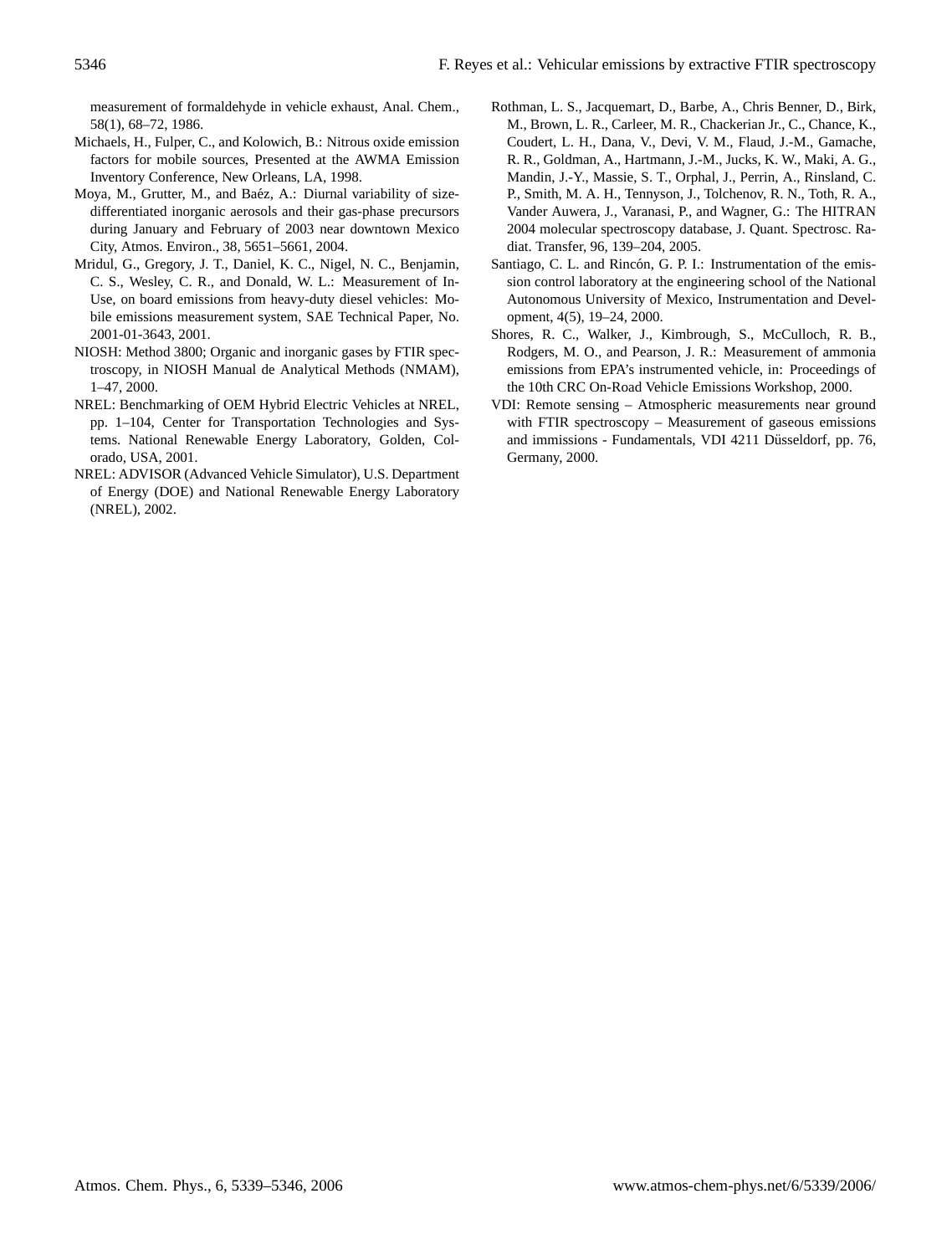measurement of formaldehyde in vehicle exhaust, Anal. Chem., 58(1), 68–72, 1986.

Michaels, H., Fulper, C., and Kolowich, B.: Nitrous oxide emission factors for mobile sources, Presented at the AWMA Emission Inventory Conference, New Orleans, LA, 1998.

Moya, M., Grutter, M., and Baéz, A.: Diurnal variability of size-differentiated inorganic aerosols and their gas-phase precursors during January and February of 2003 near downtown Mexico City, Atmos. Environ., 38, 5651–5661, 2004.

Mridul, G., Gregory, J. T., Daniel, K. C., Nigel, N. C., Benjamin, C. S., Wesley, C. R., and Donald, W. L.: Measurement of In-Use, on board emissions from heavy-duty diesel vehicles: Mobile emissions measurement system, SAE Technical Paper, No. 2001-01-3643, 2001.

NIOSH: Method 3800; Organic and inorganic gases by FTIR spectroscopy, in NIOSH Manual de Analytical Methods (NMAM), 1–47, 2000.

NREL: Benchmarking of OEM Hybrid Electric Vehicles at NREL, pp. 1–104, Center for Transportation Technologies and Systems. National Renewable Energy Laboratory, Golden, Colorado, USA, 2001.

NREL: ADVISOR (Advanced Vehicle Simulator), U.S. Department of Energy (DOE) and National Renewable Energy Laboratory (NREL), 2002.

Rothman, L. S., Jacquemart, D., Barbe, A., Chris Benner, D., Birk, M., Brown, L. R., Carleer, M. R., Chackerian Jr., C., Chance, K., Coudert, L. H., Dana, V., Devi, V. M., Flaud, J.-M., Gamache, R. R., Goldman, A., Hartmann, J.-M., Jucks, K. W., Maki, A. G., Mandin, J.-Y., Massie, S. T., Orphal, J., Perrin, A., Rinsland, C. P., Smith, M. A. H., Tennyson, J., Tolchenov, R. N., Toth, R. A., Vander Auwera, J., Varanasi, P., and Wagner, G.: The HITRAN 2004 molecular spectroscopy database, J. Quant. Spectrosc. Radiat. Transfer, 96, 139–204, 2005.

Santiago, C. L. and Rincón, G. P. I.: Instrumentation of the emission control laboratory at the engineering school of the National Autonomous University of Mexico, Instrumentation and Development, 4(5), 19–24, 2000.

Shores, R. C., Walker, J., Kimbrough, S., McCulloch, R. B., Rodgers, M. O., and Pearson, J. R.: Measurement of ammonia emissions from EPA's instrumented vehicle, in: Proceedings of the 10th CRC On-Road Vehicle Emissions Workshop, 2000.

VDI: Remote sensing – Atmospheric measurements near ground with FTIR spectroscopy – Measurement of gaseous emissions and immissions - Fundamentals, VDI 4211 Düsseldorf, pp. 76, Germany, 2000.